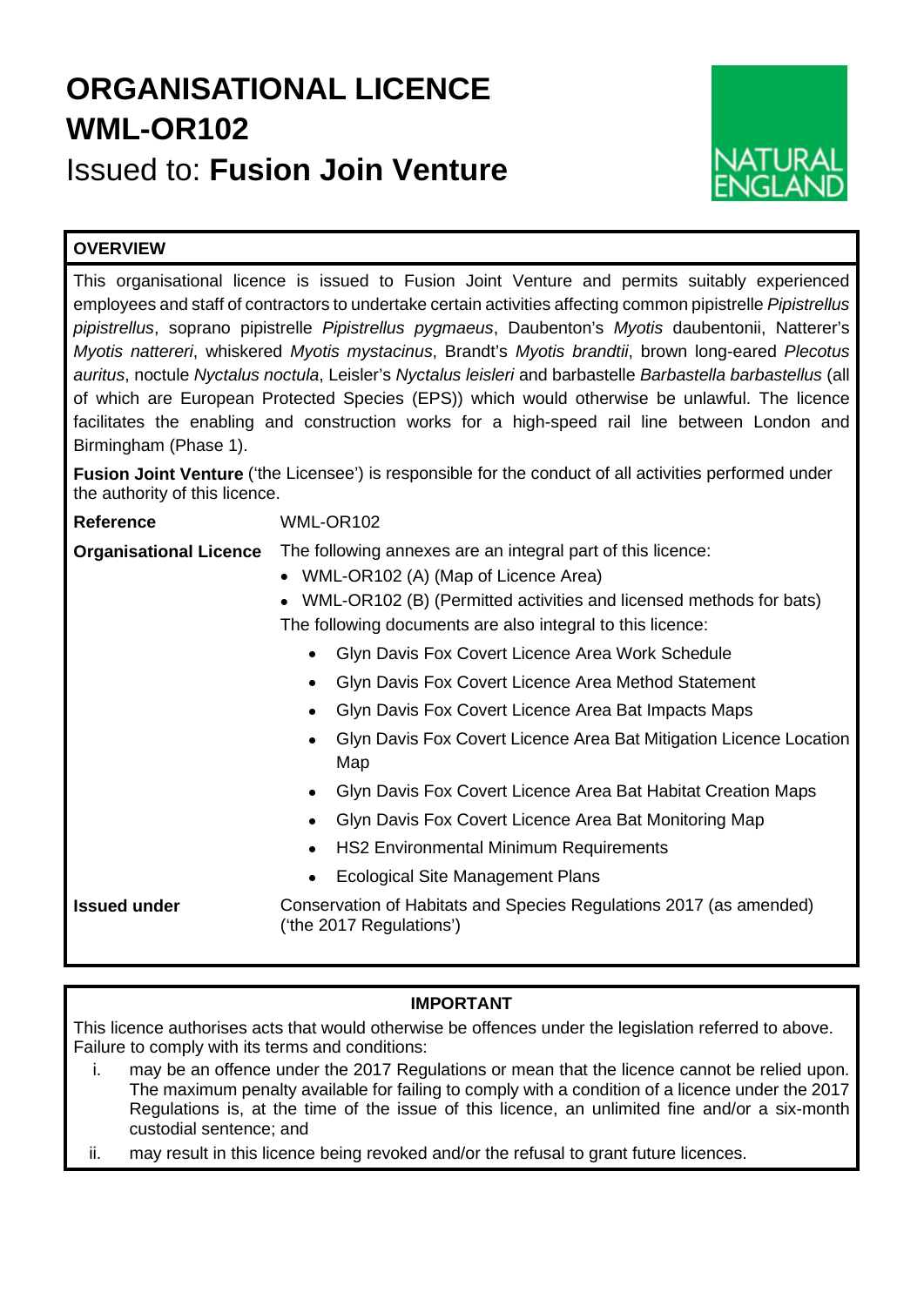# ORGANISATIONAL LICENCE WML-OR102

Issued to: **Fusion Join Venture**

NATURAL ENGLAND

**OVERVIEW**

This organisational licence is issued to Fusion Joint Venture and permits suitably experienced employees and staff of contractors to undertake certain activities affecting common pipistrelle *Pipistrellus pipistrellus*, soprano pipistrelle *Pipistrellus pygmaeus*, Daubenton's *Myotis* daubentonii, Natterer's *Myotis nattereri*, whiskered *Myotis mystacinus*, Brandt's *Myotis brandtii*, brown long-eared *Plecotus auritus*, noctule *Nyctalus noctula*, Leisler's *Nyctalus leisleri* and barbastelle *Barbastella barbastellus* (all of which are European Protected Species (EPS)) which would otherwise be unlawful. The licence facilitates the enabling and construction works for a high-speed rail line between London and Birmingham (Phase 1).

**Fusion Joint Venture** ('the Licensee') is responsible for the conduct of all activities performed under the authority of this licence.

**Reference** WML-OR102

**Organisational Licence** The following annexes are an integral part of this licence:

- WML-OR102 (A) (Map of Licence Area)
- WML-OR102 (B) (Permitted activities and licensed methods for bats)

The following documents are also integral to this licence:

- Glyn Davis Fox Covert Licence Area Work Schedule
- Glyn Davis Fox Covert Licence Area Method Statement
- Glyn Davis Fox Covert Licence Area Bat Impacts Maps
- Glyn Davis Fox Covert Licence Area Bat Mitigation Licence Location Map
- Glyn Davis Fox Covert Licence Area Bat Habitat Creation Maps
- Glyn Davis Fox Covert Licence Area Bat Monitoring Map
- HS2 Environmental Minimum Requirements
- Ecological Site Management Plans

**Issued under** Conservation of Habitats and Species Regulations 2017 (as amended) ('the 2017 Regulations')

**IMPORTANT**

This licence authorises acts that would otherwise be offences under the legislation referred to above. Failure to comply with its terms and conditions:

i. may be an offence under the 2017 Regulations or mean that the licence cannot be relied upon. The maximum penalty available for failing to comply with a condition of a licence under the 2017 Regulations is, at the time of the issue of this licence, an unlimited fine and/or a six-month custodial sentence; and

ii. may result in this licence being revoked and/or the refusal to grant future licences.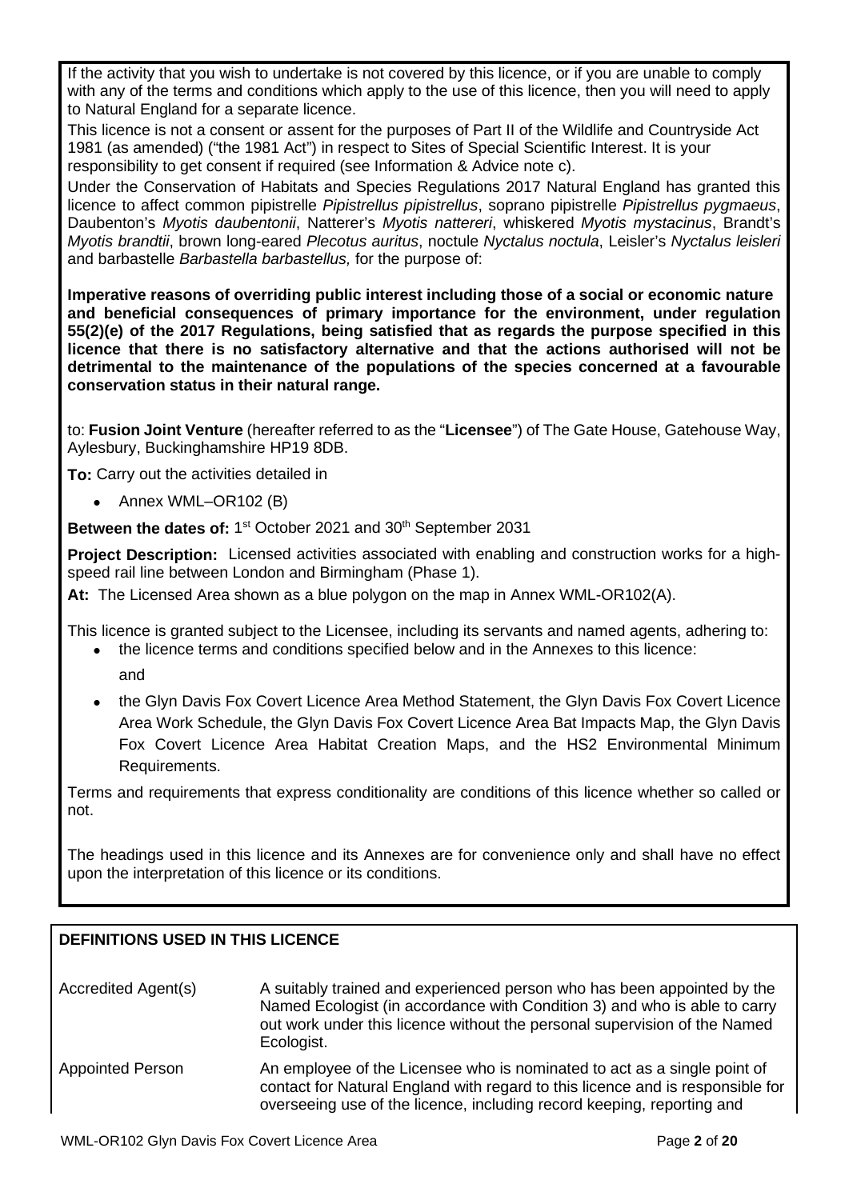If the activity that you wish to undertake is not covered by this licence, or if you are unable to comply with any of the terms and conditions which apply to the use of this licence, then you will need to apply to Natural England for a separate licence.

This licence is not a consent or assent for the purposes of Part II of the Wildlife and Countryside Act 1981 (as amended) ("the 1981 Act") in respect to Sites of Special Scientific Interest. It is your responsibility to get consent if required (see Information & Advice note c).

Under the Conservation of Habitats and Species Regulations 2017 Natural England has granted this licence to affect common pipistrelle *Pipistrellus pipistrellus*, soprano pipistrelle *Pipistrellus pygmaeus*, Daubenton's *Myotis daubentonii*, Natterer's *Myotis nattereri*, whiskered *Myotis mystacinus*, Brandt's *Myotis brandtii*, brown long-eared *Plecotus auritus*, noctule *Nyctalus noctula*, Leisler's *Nyctalus leisleri* and barbastelle *Barbastella barbastellus,* for the purpose of:

**Imperative reasons of overriding public interest including those of a social or economic nature and beneficial consequences of primary importance for the environment, under regulation 55(2)(e) of the 2017 Regulations, being satisfied that as regards the purpose specified in this licence that there is no satisfactory alternative and that the actions authorised will not be detrimental to the maintenance of the populations of the species concerned at a favourable conservation status in their natural range.**

to: **Fusion Joint Venture** (hereafter referred to as the "**Licensee**") of The Gate House, Gatehouse Way, Aylesbury, Buckinghamshire HP19 8DB.

**To:** Carry out the activities detailed in

- Annex WML–OR102 (B)

**Between the dates of:** 1st October 2021 and 30th September 2031

**Project Description:** Licensed activities associated with enabling and construction works for a high-speed rail line between London and Birmingham (Phase 1).

**At:** The Licensed Area shown as a blue polygon on the map in Annex WML-OR102(A).

This licence is granted subject to the Licensee, including its servants and named agents, adhering to:

- the licence terms and conditions specified below and in the Annexes to this licence:

  and

- the Glyn Davis Fox Covert Licence Area Method Statement, the Glyn Davis Fox Covert Licence Area Work Schedule, the Glyn Davis Fox Covert Licence Area Bat Impacts Map, the Glyn Davis Fox Covert Licence Area Habitat Creation Maps, and the HS2 Environmental Minimum Requirements.

Terms and requirements that express conditionality are conditions of this licence whether so called or not.

The headings used in this licence and its Annexes are for convenience only and shall have no effect upon the interpretation of this licence or its conditions.

## DEFINITIONS USED IN THIS LICENCE

| | |
|---|---|
| Accredited Agent(s) | A suitably trained and experienced person who has been appointed by the Named Ecologist (in accordance with Condition 3) and who is able to carry out work under this licence without the personal supervision of the Named Ecologist. |
| Appointed Person | An employee of the Licensee who is nominated to act as a single point of contact for Natural England with regard to this licence and is responsible for overseeing use of the licence, including record keeping, reporting and |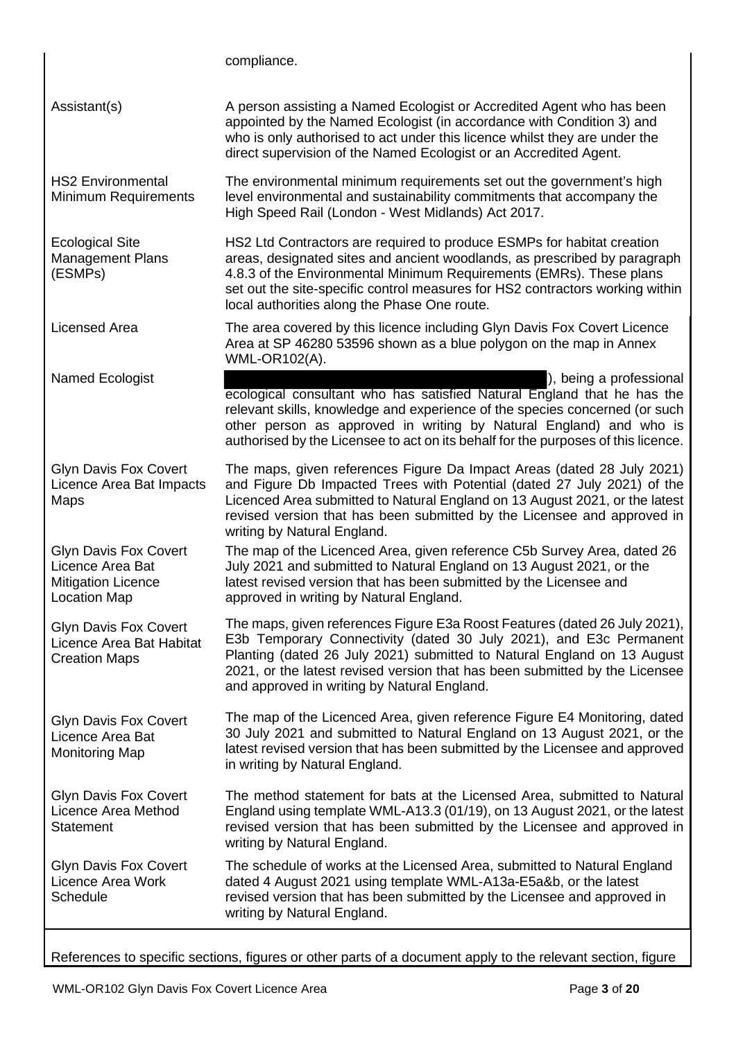| | |
|---|---|
| | compliance. |
| Assistant(s) | A person assisting a Named Ecologist or Accredited Agent who has been appointed by the Named Ecologist (in accordance with Condition 3) and who is only authorised to act under this licence whilst they are under the direct supervision of the Named Ecologist or an Accredited Agent. |
| HS2 Environmental Minimum Requirements | The environmental minimum requirements set out the government's high level environmental and sustainability commitments that accompany the High Speed Rail (London - West Midlands) Act 2017. |
| Ecological Site Management Plans (ESMPs) | HS2 Ltd Contractors are required to produce ESMPs for habitat creation areas, designated sites and ancient woodlands, as prescribed by paragraph 4.8.3 of the Environmental Minimum Requirements (EMRs). These plans set out the site-specific control measures for HS2 contractors working within local authorities along the Phase One route. |
| Licensed Area | The area covered by this licence including Glyn Davis Fox Covert Licence Area at SP 46280 53596 shown as a blue polygon on the map in Annex WML-OR102(A). |
| Named Ecologist | ), being a professional ecological consultant who has satisfied Natural England that he has the relevant skills, knowledge and experience of the species concerned (or such other person as approved in writing by Natural England) and who is authorised by the Licensee to act on its behalf for the purposes of this licence. |
| Glyn Davis Fox Covert Licence Area Bat Impacts Maps | The maps, given references Figure Da Impact Areas (dated 28 July 2021) and Figure Db Impacted Trees with Potential (dated 27 July 2021) of the Licenced Area submitted to Natural England on 13 August 2021, or the latest revised version that has been submitted by the Licensee and approved in writing by Natural England. |
| Glyn Davis Fox Covert Licence Area Bat Mitigation Licence Location Map | The map of the Licenced Area, given reference C5b Survey Area, dated 26 July 2021 and submitted to Natural England on 13 August 2021, or the latest revised version that has been submitted by the Licensee and approved in writing by Natural England. |
| Glyn Davis Fox Covert Licence Area Bat Habitat Creation Maps | The maps, given references Figure E3a Roost Features (dated 26 July 2021), E3b Temporary Connectivity (dated 30 July 2021), and E3c Permanent Planting (dated 26 July 2021) submitted to Natural England on 13 August 2021, or the latest revised version that has been submitted by the Licensee and approved in writing by Natural England. |
| Glyn Davis Fox Covert Licence Area Bat Monitoring Map | The map of the Licenced Area, given reference Figure E4 Monitoring, dated 30 July 2021 and submitted to Natural England on 13 August 2021, or the latest revised version that has been submitted by the Licensee and approved in writing by Natural England. |
| Glyn Davis Fox Covert Licence Area Method Statement | The method statement for bats at the Licensed Area, submitted to Natural England using template WML-A13.3 (01/19), on 13 August 2021, or the latest revised version that has been submitted by the Licensee and approved in writing by Natural England. |
| Glyn Davis Fox Covert Licence Area Work Schedule | The schedule of works at the Licensed Area, submitted to Natural England dated 4 August 2021 using template WML-A13a-E5a&b, or the latest revised version that has been submitted by the Licensee and approved in writing by Natural England. |

References to specific sections, figures or other parts of a document apply to the relevant section, figure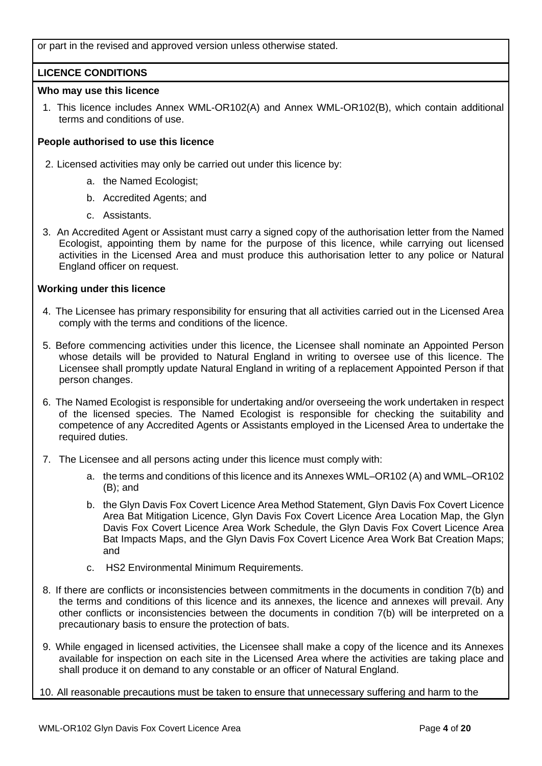or part in the revised and approved version unless otherwise stated.

## LICENCE CONDITIONS

### Who may use this licence

1. This licence includes Annex WML-OR102(A) and Annex WML-OR102(B), which contain additional terms and conditions of use.

### People authorised to use this licence

2. Licensed activities may only be carried out under this licence by:
   a. the Named Ecologist;
   b. Accredited Agents; and
   c. Assistants.
3. An Accredited Agent or Assistant must carry a signed copy of the authorisation letter from the Named Ecologist, appointing them by name for the purpose of this licence, while carrying out licensed activities in the Licensed Area and must produce this authorisation letter to any police or Natural England officer on request.

### Working under this licence

4. The Licensee has primary responsibility for ensuring that all activities carried out in the Licensed Area comply with the terms and conditions of the licence.
5. Before commencing activities under this licence, the Licensee shall nominate an Appointed Person whose details will be provided to Natural England in writing to oversee use of this licence. The Licensee shall promptly update Natural England in writing of a replacement Appointed Person if that person changes.
6. The Named Ecologist is responsible for undertaking and/or overseeing the work undertaken in respect of the licensed species. The Named Ecologist is responsible for checking the suitability and competence of any Accredited Agents or Assistants employed in the Licensed Area to undertake the required duties.
7. The Licensee and all persons acting under this licence must comply with:
   a. the terms and conditions of this licence and its Annexes WML–OR102 (A) and WML–OR102 (B); and
   b. the Glyn Davis Fox Covert Licence Area Method Statement, Glyn Davis Fox Covert Licence Area Bat Mitigation Licence, Glyn Davis Fox Covert Licence Area Location Map, the Glyn Davis Fox Covert Licence Area Work Schedule, the Glyn Davis Fox Covert Licence Area Bat Impacts Maps, and the Glyn Davis Fox Covert Licence Area Work Bat Creation Maps; and
   c. HS2 Environmental Minimum Requirements.
8. If there are conflicts or inconsistencies between commitments in the documents in condition 7(b) and the terms and conditions of this licence and its annexes, the licence and annexes will prevail. Any other conflicts or inconsistencies between the documents in condition 7(b) will be interpreted on a precautionary basis to ensure the protection of bats.
9. While engaged in licensed activities, the Licensee shall make a copy of the licence and its Annexes available for inspection on each site in the Licensed Area where the activities are taking place and shall produce it on demand to any constable or an officer of Natural England.
10. All reasonable precautions must be taken to ensure that unnecessary suffering and harm to the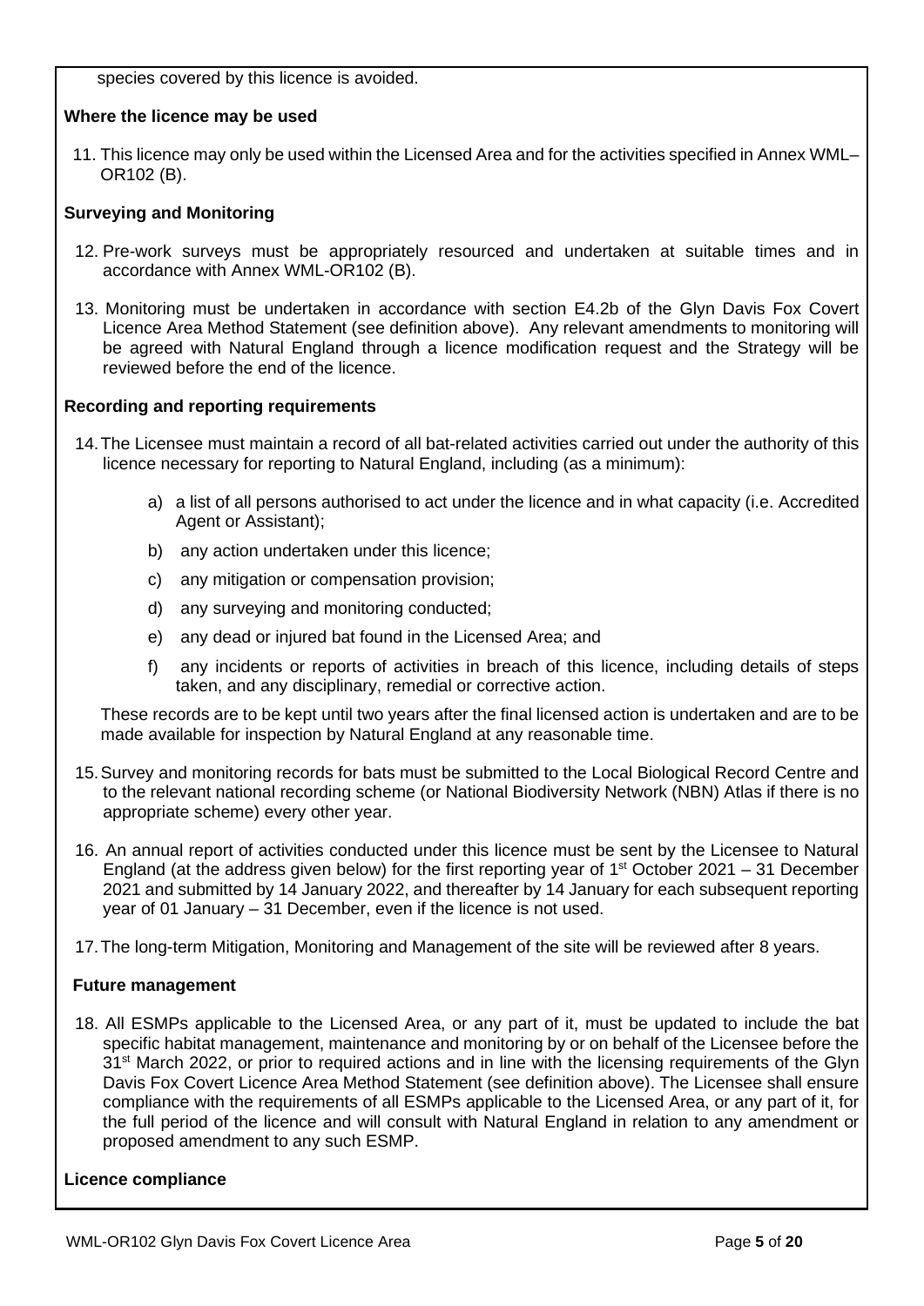species covered by this licence is avoided.

**Where the licence may be used**

11. This licence may only be used within the Licensed Area and for the activities specified in Annex WML–OR102 (B).

**Surveying and Monitoring**

12. Pre-work surveys must be appropriately resourced and undertaken at suitable times and in accordance with Annex WML-OR102 (B).

13. Monitoring must be undertaken in accordance with section E4.2b of the Glyn Davis Fox Covert Licence Area Method Statement (see definition above). Any relevant amendments to monitoring will be agreed with Natural England through a licence modification request and the Strategy will be reviewed before the end of the licence.

**Recording and reporting requirements**

14. The Licensee must maintain a record of all bat-related activities carried out under the authority of this licence necessary for reporting to Natural England, including (as a minimum):

    a) a list of all persons authorised to act under the licence and in what capacity (i.e. Accredited Agent or Assistant);

    b) any action undertaken under this licence;

    c) any mitigation or compensation provision;

    d) any surveying and monitoring conducted;

    e) any dead or injured bat found in the Licensed Area; and

    f) any incidents or reports of activities in breach of this licence, including details of steps taken, and any disciplinary, remedial or corrective action.

    These records are to be kept until two years after the final licensed action is undertaken and are to be made available for inspection by Natural England at any reasonable time.

15. Survey and monitoring records for bats must be submitted to the Local Biological Record Centre and to the relevant national recording scheme (or National Biodiversity Network (NBN) Atlas if there is no appropriate scheme) every other year.

16. An annual report of activities conducted under this licence must be sent by the Licensee to Natural England (at the address given below) for the first reporting year of 1st October 2021 – 31 December 2021 and submitted by 14 January 2022, and thereafter by 14 January for each subsequent reporting year of 01 January – 31 December, even if the licence is not used.

17. The long-term Mitigation, Monitoring and Management of the site will be reviewed after 8 years.

**Future management**

18. All ESMPs applicable to the Licensed Area, or any part of it, must be updated to include the bat specific habitat management, maintenance and monitoring by or on behalf of the Licensee before the 31st March 2022, or prior to required actions and in line with the licensing requirements of the Glyn Davis Fox Covert Licence Area Method Statement (see definition above). The Licensee shall ensure compliance with the requirements of all ESMPs applicable to the Licensed Area, or any part of it, for the full period of the licence and will consult with Natural England in relation to any amendment or proposed amendment to any such ESMP.

**Licence compliance**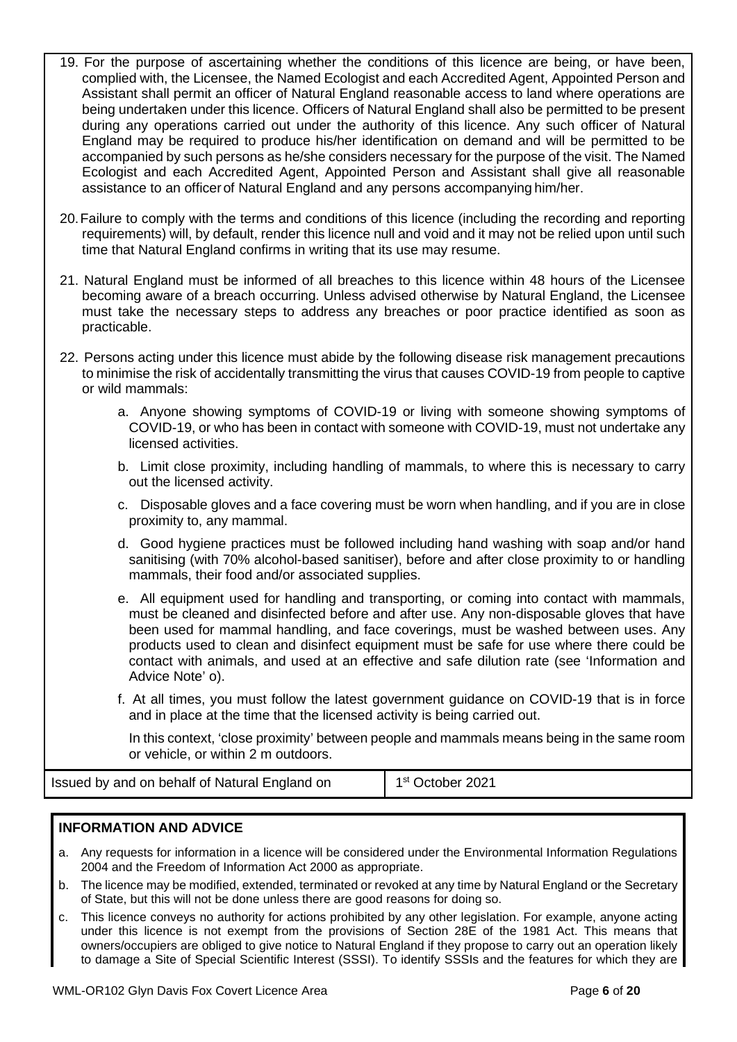19. For the purpose of ascertaining whether the conditions of this licence are being, or have been, complied with, the Licensee, the Named Ecologist and each Accredited Agent, Appointed Person and Assistant shall permit an officer of Natural England reasonable access to land where operations are being undertaken under this licence. Officers of Natural England shall also be permitted to be present during any operations carried out under the authority of this licence. Any such officer of Natural England may be required to produce his/her identification on demand and will be permitted to be accompanied by such persons as he/she considers necessary for the purpose of the visit. The Named Ecologist and each Accredited Agent, Appointed Person and Assistant shall give all reasonable assistance to an officer of Natural England and any persons accompanying him/her.

20. Failure to comply with the terms and conditions of this licence (including the recording and reporting requirements) will, by default, render this licence null and void and it may not be relied upon until such time that Natural England confirms in writing that its use may resume.

21. Natural England must be informed of all breaches to this licence within 48 hours of the Licensee becoming aware of a breach occurring. Unless advised otherwise by Natural England, the Licensee must take the necessary steps to address any breaches or poor practice identified as soon as practicable.

22. Persons acting under this licence must abide by the following disease risk management precautions to minimise the risk of accidentally transmitting the virus that causes COVID-19 from people to captive or wild mammals:

    a. Anyone showing symptoms of COVID-19 or living with someone showing symptoms of COVID-19, or who has been in contact with someone with COVID-19, must not undertake any licensed activities.

    b. Limit close proximity, including handling of mammals, to where this is necessary to carry out the licensed activity.

    c. Disposable gloves and a face covering must be worn when handling, and if you are in close proximity to, any mammal.

    d. Good hygiene practices must be followed including hand washing with soap and/or hand sanitising (with 70% alcohol-based sanitiser), before and after close proximity to or handling mammals, their food and/or associated supplies.

    e. All equipment used for handling and transporting, or coming into contact with mammals, must be cleaned and disinfected before and after use. Any non-disposable gloves that have been used for mammal handling, and face coverings, must be washed between uses. Any products used to clean and disinfect equipment must be safe for use where there could be contact with animals, and used at an effective and safe dilution rate (see 'Information and Advice Note' o).

    f. At all times, you must follow the latest government guidance on COVID-19 that is in force and in place at the time that the licensed activity is being carried out.

    In this context, 'close proximity' between people and mammals means being in the same room or vehicle, or within 2 m outdoors.

| Issued by and on behalf of Natural England on | 1st October 2021 |
|---|---|

## INFORMATION AND ADVICE

a. Any requests for information in a licence will be considered under the Environmental Information Regulations 2004 and the Freedom of Information Act 2000 as appropriate.

b. The licence may be modified, extended, terminated or revoked at any time by Natural England or the Secretary of State, but this will not be done unless there are good reasons for doing so.

c. This licence conveys no authority for actions prohibited by any other legislation. For example, anyone acting under this licence is not exempt from the provisions of Section 28E of the 1981 Act. This means that owners/occupiers are obliged to give notice to Natural England if they propose to carry out an operation likely to damage a Site of Special Scientific Interest (SSSI). To identify SSSIs and the features for which they are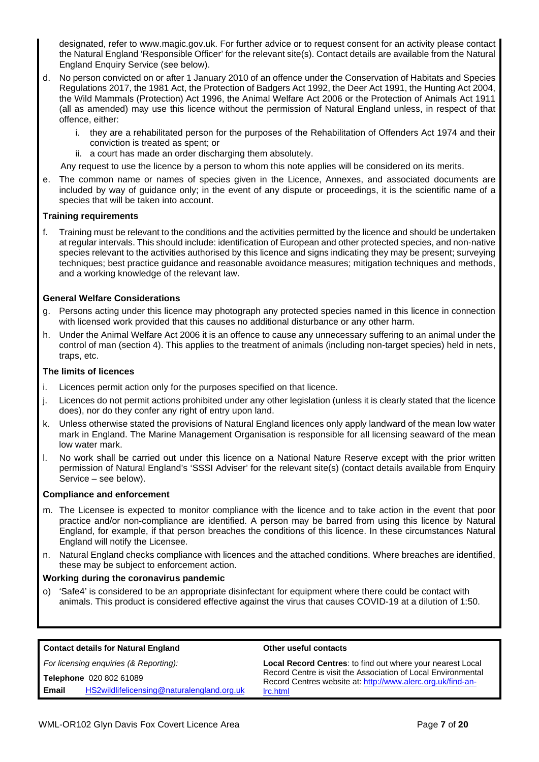designated, refer to www.magic.gov.uk. For further advice or to request consent for an activity please contact the Natural England 'Responsible Officer' for the relevant site(s). Contact details are available from the Natural England Enquiry Service (see below).

d. No person convicted on or after 1 January 2010 of an offence under the Conservation of Habitats and Species Regulations 2017, the 1981 Act, the Protection of Badgers Act 1992, the Deer Act 1991, the Hunting Act 2004, the Wild Mammals (Protection) Act 1996, the Animal Welfare Act 2006 or the Protection of Animals Act 1911 (all as amended) may use this licence without the permission of Natural England unless, in respect of that offence, either:
   i. they are a rehabilitated person for the purposes of the Rehabilitation of Offenders Act 1974 and their conviction is treated as spent; or
   ii. a court has made an order discharging them absolutely.

   Any request to use the licence by a person to whom this note applies will be considered on its merits.

e. The common name or names of species given in the Licence, Annexes, and associated documents are included by way of guidance only; in the event of any dispute or proceedings, it is the scientific name of a species that will be taken into account.

**Training requirements**

f. Training must be relevant to the conditions and the activities permitted by the licence and should be undertaken at regular intervals. This should include: identification of European and other protected species, and non-native species relevant to the activities authorised by this licence and signs indicating they may be present; surveying techniques; best practice guidance and reasonable avoidance measures; mitigation techniques and methods, and a working knowledge of the relevant law.

**General Welfare Considerations**

g. Persons acting under this licence may photograph any protected species named in this licence in connection with licensed work provided that this causes no additional disturbance or any other harm.

h. Under the Animal Welfare Act 2006 it is an offence to cause any unnecessary suffering to an animal under the control of man (section 4). This applies to the treatment of animals (including non-target species) held in nets, traps, etc.

**The limits of licences**

i. Licences permit action only for the purposes specified on that licence.

j. Licences do not permit actions prohibited under any other legislation (unless it is clearly stated that the licence does), nor do they confer any right of entry upon land.

k. Unless otherwise stated the provisions of Natural England licences only apply landward of the mean low water mark in England. The Marine Management Organisation is responsible for all licensing seaward of the mean low water mark.

l. No work shall be carried out under this licence on a National Nature Reserve except with the prior written permission of Natural England's 'SSSI Adviser' for the relevant site(s) (contact details available from Enquiry Service – see below).

**Compliance and enforcement**

m. The Licensee is expected to monitor compliance with the licence and to take action in the event that poor practice and/or non-compliance are identified. A person may be barred from using this licence by Natural England, for example, if that person breaches the conditions of this licence. In these circumstances Natural England will notify the Licensee.

n. Natural England checks compliance with licences and the attached conditions. Where breaches are identified, these may be subject to enforcement action.

**Working during the coronavirus pandemic**

o) 'Safe4' is considered to be an appropriate disinfectant for equipment where there could be contact with animals. This product is considered effective against the virus that causes COVID-19 at a dilution of 1:50.

| **Contact details for Natural England** | | **Other useful contacts** |
|---|---|---|
| *For licensing enquiries (& Reporting):* | | **Local Record Centres**: to find out where your nearest Local Record Centre is visit the Association of Local Environmental Record Centres website at: http://www.alerc.org.uk/find-an-lrc.html |
| **Telephone** 020 802 61089 | | |
| **Email** | HS2wildlifelicensing@naturalengland.org.uk | |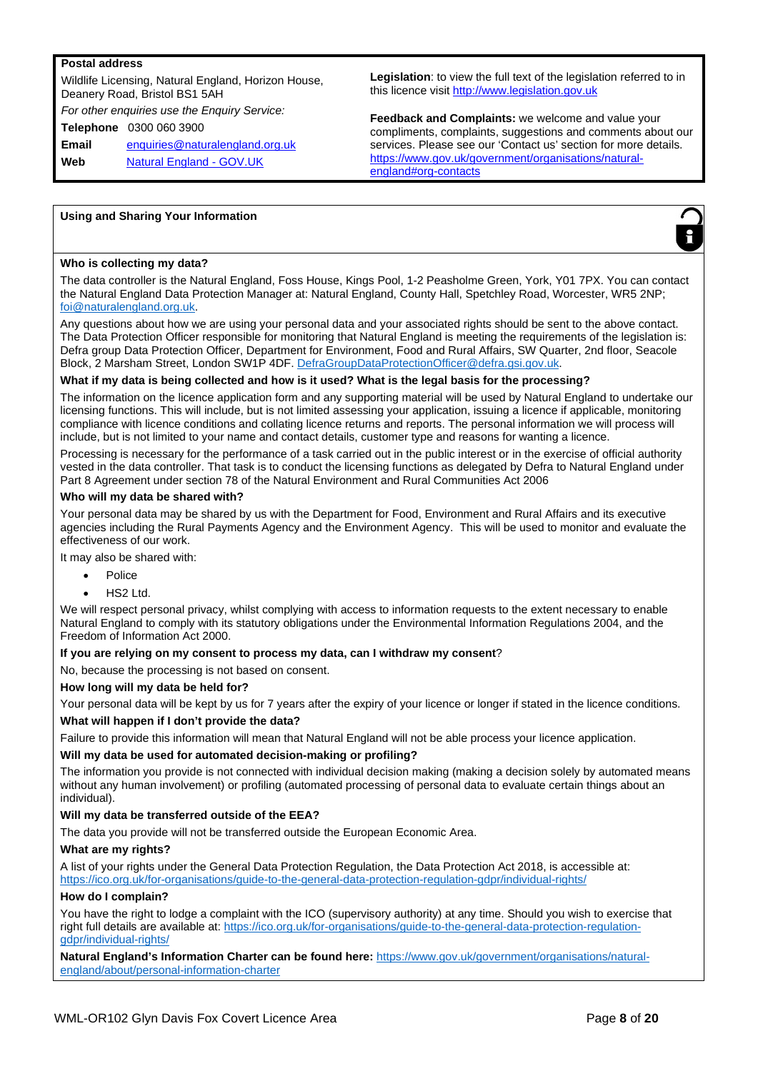**Postal address**

Wildlife Licensing, Natural England, Horizon House, Deanery Road, Bristol BS1 5AH

*For other enquiries use the Enquiry Service:*

**Telephone** 0300 060 3900

**Email** enquiries@naturalengland.org.uk

**Web** Natural England - GOV.UK

**Legislation**: to view the full text of the legislation referred to in this licence visit http://www.legislation.gov.uk

**Feedback and Complaints:** we welcome and value your compliments, complaints, suggestions and comments about our services. Please see our 'Contact us' section for more details. https://www.gov.uk/government/organisations/natural-england#org-contacts

## Using and Sharing Your Information

**Who is collecting my data?**

The data controller is the Natural England, Foss House, Kings Pool, 1-2 Peasholme Green, York, Y01 7PX. You can contact the Natural England Data Protection Manager at: Natural England, County Hall, Spetchley Road, Worcester, WR5 2NP; foi@naturalengland.org.uk.

Any questions about how we are using your personal data and your associated rights should be sent to the above contact. The Data Protection Officer responsible for monitoring that Natural England is meeting the requirements of the legislation is: Defra group Data Protection Officer, Department for Environment, Food and Rural Affairs, SW Quarter, 2nd floor, Seacole Block, 2 Marsham Street, London SW1P 4DF. DefraGroupDataProtectionOfficer@defra.gsi.gov.uk.

**What if my data is being collected and how is it used? What is the legal basis for the processing?**

The information on the licence application form and any supporting material will be used by Natural England to undertake our licensing functions. This will include, but is not limited assessing your application, issuing a licence if applicable, monitoring compliance with licence conditions and collating licence returns and reports. The personal information we will process will include, but is not limited to your name and contact details, customer type and reasons for wanting a licence.

Processing is necessary for the performance of a task carried out in the public interest or in the exercise of official authority vested in the data controller. That task is to conduct the licensing functions as delegated by Defra to Natural England under Part 8 Agreement under section 78 of the Natural Environment and Rural Communities Act 2006

**Who will my data be shared with?**

Your personal data may be shared by us with the Department for Food, Environment and Rural Affairs and its executive agencies including the Rural Payments Agency and the Environment Agency. This will be used to monitor and evaluate the effectiveness of our work.

It may also be shared with:

- Police
- HS2 Ltd.

We will respect personal privacy, whilst complying with access to information requests to the extent necessary to enable Natural England to comply with its statutory obligations under the Environmental Information Regulations 2004, and the Freedom of Information Act 2000.

**If you are relying on my consent to process my data, can I withdraw my consent**?

No, because the processing is not based on consent.

**How long will my data be held for?**

Your personal data will be kept by us for 7 years after the expiry of your licence or longer if stated in the licence conditions.

**What will happen if I don't provide the data?**

Failure to provide this information will mean that Natural England will not be able process your licence application.

**Will my data be used for automated decision-making or profiling?**

The information you provide is not connected with individual decision making (making a decision solely by automated means without any human involvement) or profiling (automated processing of personal data to evaluate certain things about an individual).

**Will my data be transferred outside of the EEA?**

The data you provide will not be transferred outside the European Economic Area.

**What are my rights?**

A list of your rights under the General Data Protection Regulation, the Data Protection Act 2018, is accessible at: https://ico.org.uk/for-organisations/guide-to-the-general-data-protection-regulation-gdpr/individual-rights/

**How do I complain?**

You have the right to lodge a complaint with the ICO (supervisory authority) at any time. Should you wish to exercise that right full details are available at: https://ico.org.uk/for-organisations/guide-to-the-general-data-protection-regulation-gdpr/individual-rights/

**Natural England's Information Charter can be found here:** https://www.gov.uk/government/organisations/natural-england/about/personal-information-charter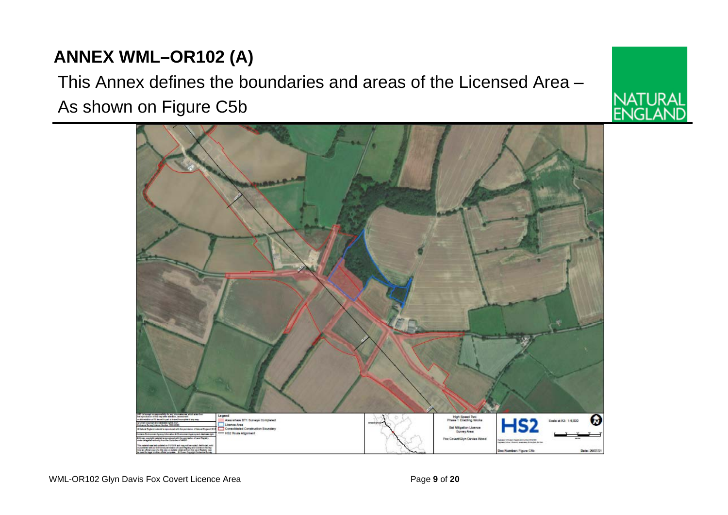# ANNEX WML–OR102 (A)

This Annex defines the boundaries and areas of the Licensed Area – As shown on Figure C5b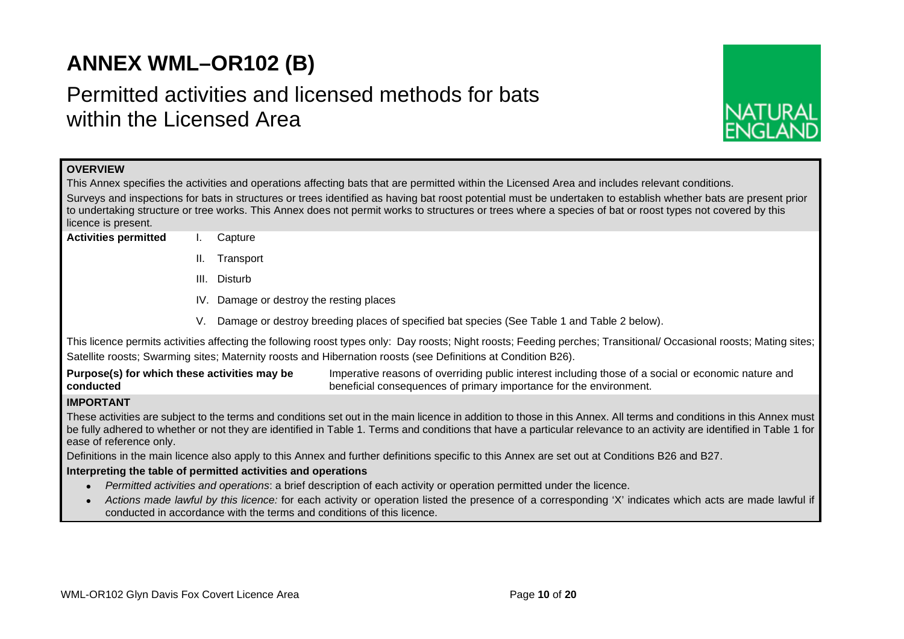# ANNEX WML–OR102 (B)

## Permitted activities and licensed methods for bats within the Licensed Area

**OVERVIEW**

This Annex specifies the activities and operations affecting bats that are permitted within the Licensed Area and includes relevant conditions.

Surveys and inspections for bats in structures or trees identified as having bat roost potential must be undertaken to establish whether bats are present prior to undertaking structure or tree works. This Annex does not permit works to structures or trees where a species of bat or roost types not covered by this licence is present.

**Activities permitted**

I. Capture

II. Transport

III. Disturb

IV. Damage or destroy the resting places

V. Damage or destroy breeding places of specified bat species (See Table 1 and Table 2 below).

This licence permits activities affecting the following roost types only: Day roosts; Night roosts; Feeding perches; Transitional/ Occasional roosts; Mating sites; Satellite roosts; Swarming sites; Maternity roosts and Hibernation roosts (see Definitions at Condition B26).

**Purpose(s) for which these activities may be conducted**: Imperative reasons of overriding public interest including those of a social or economic nature and beneficial consequences of primary importance for the environment.

**IMPORTANT**

These activities are subject to the terms and conditions set out in the main licence in addition to those in this Annex. All terms and conditions in this Annex must be fully adhered to whether or not they are identified in Table 1. Terms and conditions that have a particular relevance to an activity are identified in Table 1 for ease of reference only.

Definitions in the main licence also apply to this Annex and further definitions specific to this Annex are set out at Conditions B26 and B27.

**Interpreting the table of permitted activities and operations**

- *Permitted activities and operations*: a brief description of each activity or operation permitted under the licence.
- *Actions made lawful by this licence:* for each activity or operation listed the presence of a corresponding 'X' indicates which acts are made lawful if conducted in accordance with the terms and conditions of this licence.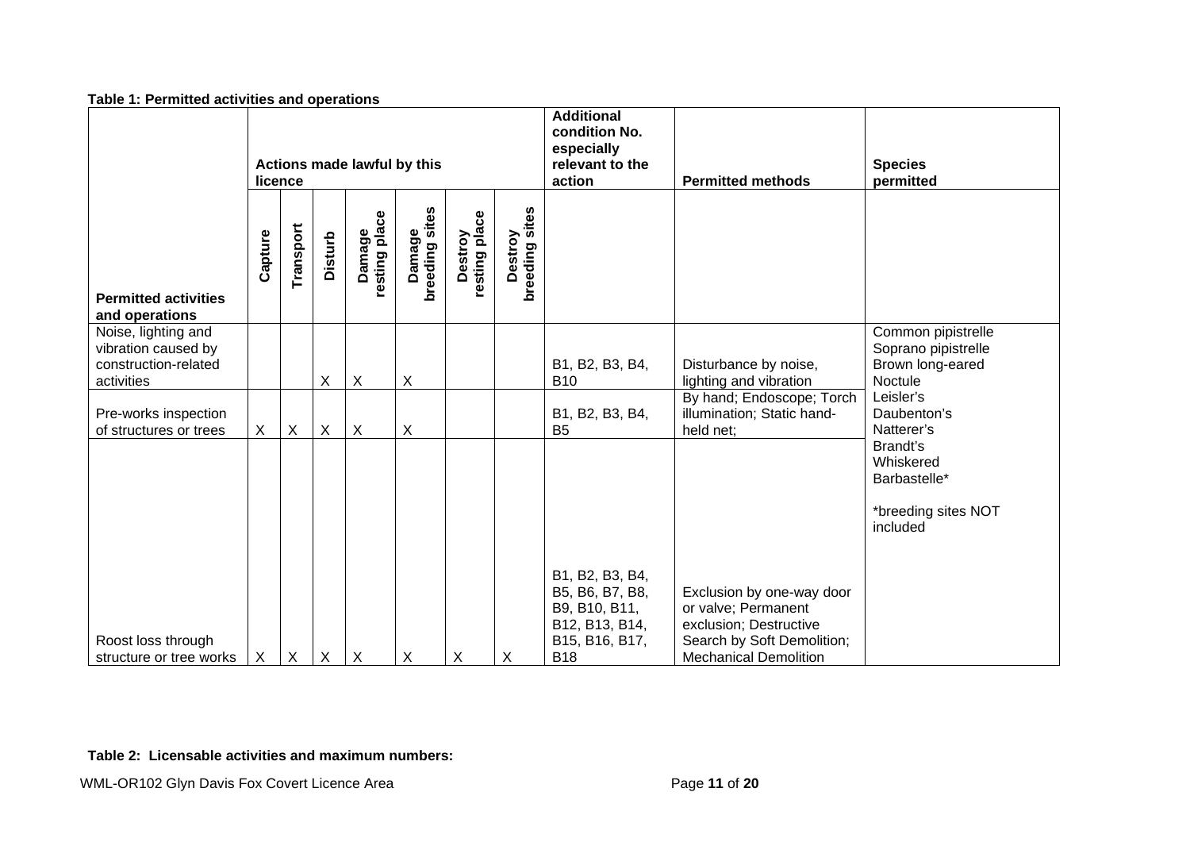**Table 1: Permitted activities and operations**

| Permitted activities and operations | Actions made lawful by this licence | | | | | | | Additional condition No. especially relevant to the action | Permitted methods | Species permitted |
|---|---|---|---|---|---|---|---|---|---|---|
| | Capture | Transport | Disturb | Damage resting place | Damage breeding sites | Destroy resting place | Destroy breeding sites | | | |
| Noise, lighting and vibration caused by construction-related activities | | | X | X | X | | | B1, B2, B3, B4, B10 | Disturbance by noise, lighting and vibration | Common pipistrelle<br>Soprano pipistrelle<br>Brown long-eared<br>Noctule<br>Leisler's<br>Daubenton's<br>Natterer's<br>Brandt's<br>Whiskered<br>Barbastelle*<br><br>*breeding sites NOT included |
| Pre-works inspection of structures or trees | X | X | X | X | X | | | B1, B2, B3, B4, B5 | By hand; Endoscope; Torch illumination; Static hand-held net; | |
| Roost loss through structure or tree works | X | X | X | X | X | X | X | B1, B2, B3, B4, B5, B6, B7, B8, B9, B10, B11, B12, B13, B14, B15, B16, B17, B18 | Exclusion by one-way door or valve; Permanent exclusion; Destructive Search by Soft Demolition; Mechanical Demolition | |

**Table 2: Licensable activities and maximum numbers:**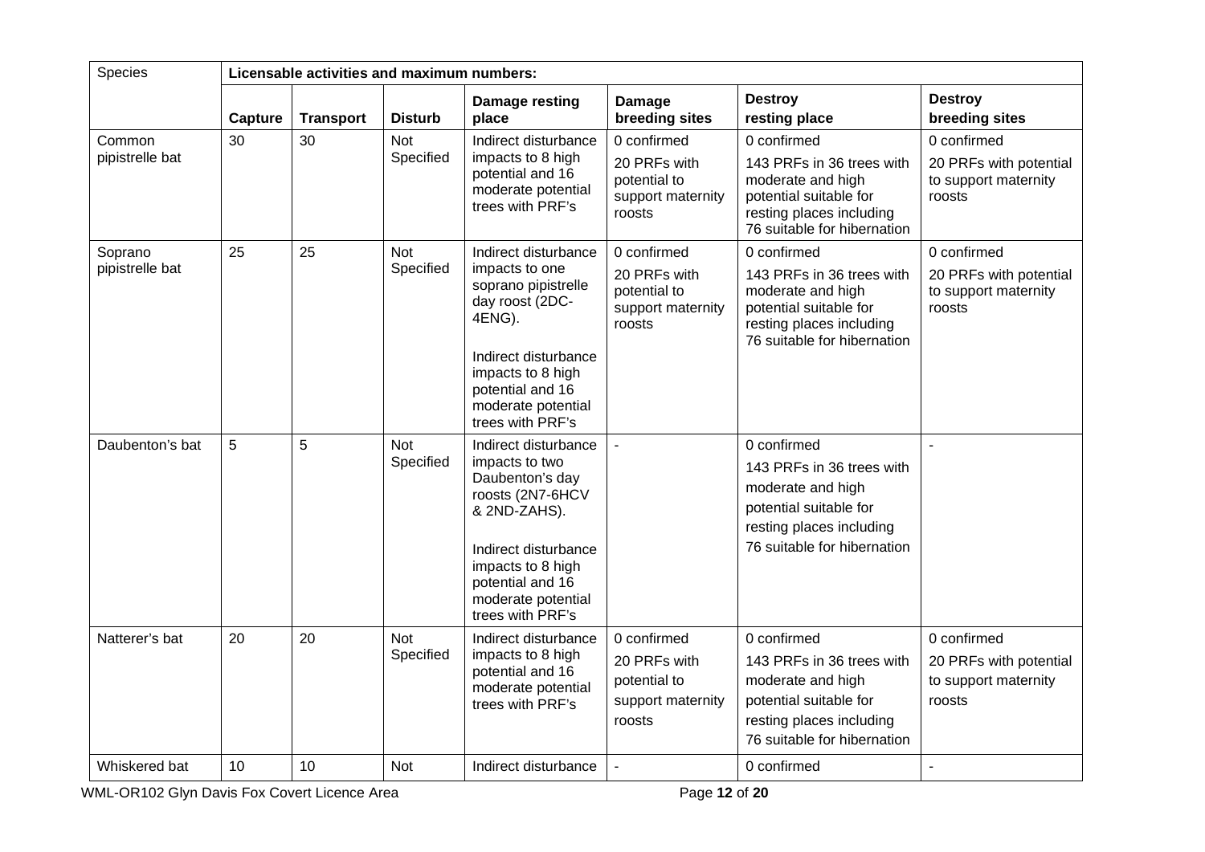| Species | Licensable activities and maximum numbers: | | | | | | |
|---|---|---|---|---|---|---|---|
| | **Capture** | **Transport** | **Disturb** | **Damage resting place** | **Damage breeding sites** | **Destroy resting place** | **Destroy breeding sites** |
| Common pipistrelle bat | 30 | 30 | Not Specified | Indirect disturbance impacts to 8 high potential and 16 moderate potential trees with PRF's | 0 confirmed<br><br>20 PRFs with potential to support maternity roosts | 0 confirmed<br><br>143 PRFs in 36 trees with moderate and high potential suitable for resting places including 76 suitable for hibernation | 0 confirmed<br><br>20 PRFs with potential to support maternity roosts |
| Soprano pipistrelle bat | 25 | 25 | Not Specified | Indirect disturbance impacts to one soprano pipistrelle day roost (2DC-4ENG).<br><br>Indirect disturbance impacts to 8 high potential and 16 moderate potential trees with PRF's | 0 confirmed<br><br>20 PRFs with potential to support maternity roosts | 0 confirmed<br><br>143 PRFs in 36 trees with moderate and high potential suitable for resting places including 76 suitable for hibernation | 0 confirmed<br><br>20 PRFs with potential to support maternity roosts |
| Daubenton's bat | 5 | 5 | Not Specified | Indirect disturbance impacts to two Daubenton's day roosts (2N7-6HCV & 2ND-ZAHS).<br><br>Indirect disturbance impacts to 8 high potential and 16 moderate potential trees with PRF's | - | 0 confirmed<br><br>143 PRFs in 36 trees with moderate and high potential suitable for resting places including 76 suitable for hibernation | - |
| Natterer's bat | 20 | 20 | Not Specified | Indirect disturbance impacts to 8 high potential and 16 moderate potential trees with PRF's | 0 confirmed<br><br>20 PRFs with potential to support maternity roosts | 0 confirmed<br><br>143 PRFs in 36 trees with moderate and high potential suitable for resting places including 76 suitable for hibernation | 0 confirmed<br><br>20 PRFs with potential to support maternity roosts |
| Whiskered bat | 10 | 10 | Not | Indirect disturbance | - | 0 confirmed | - |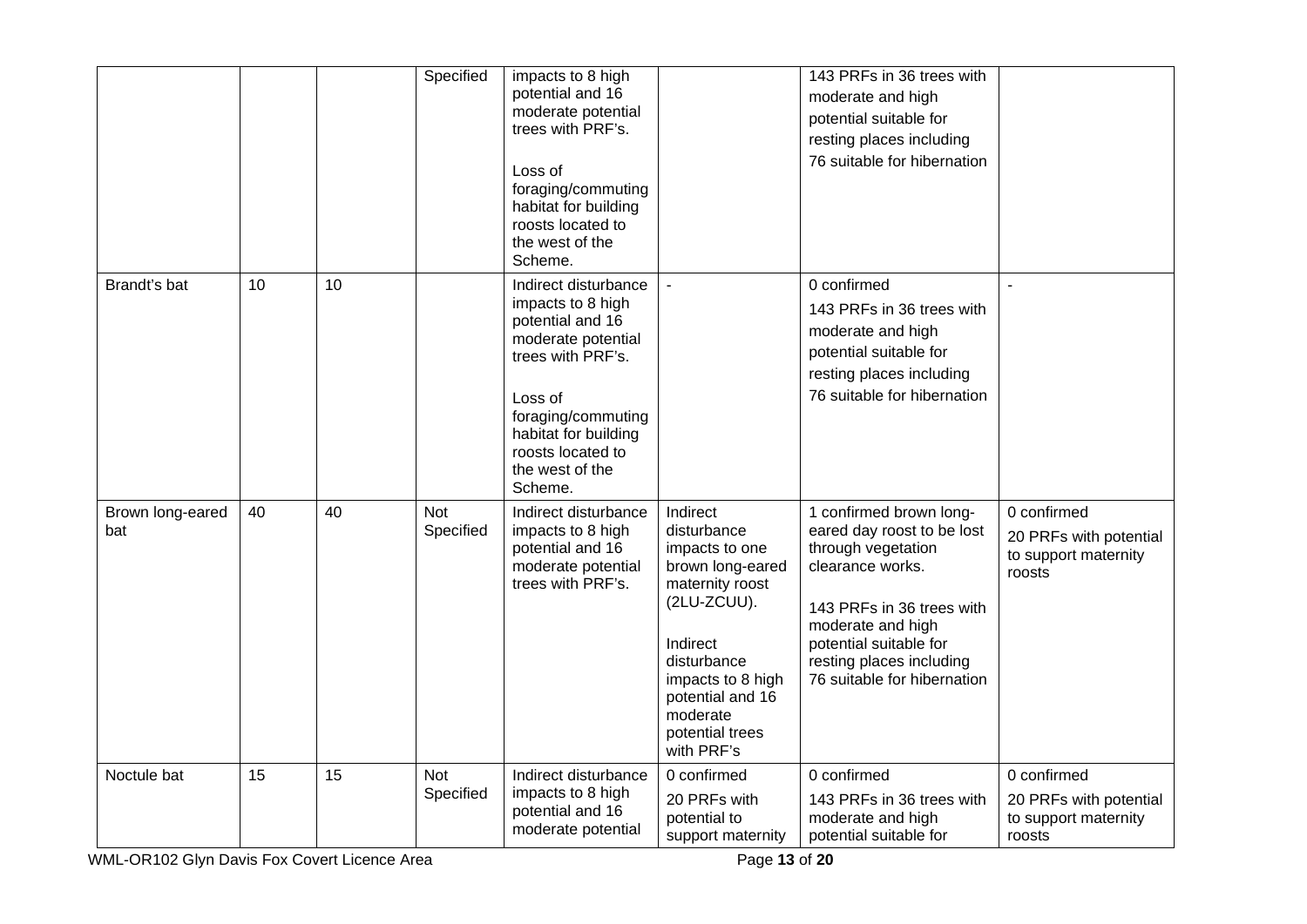| | | | | | | | |
|---|---|---|---|---|---|---|---|
| | | | Specified | impacts to 8 high potential and 16 moderate potential trees with PRF's.<br><br>Loss of foraging/commuting habitat for building roosts located to the west of the Scheme. | | 143 PRFs in 36 trees with moderate and high potential suitable for resting places including 76 suitable for hibernation | |
| Brandt's bat | 10 | 10 | | Indirect disturbance impacts to 8 high potential and 16 moderate potential trees with PRF's.<br><br>Loss of foraging/commuting habitat for building roosts located to the west of the Scheme. | - | 0 confirmed<br>143 PRFs in 36 trees with moderate and high potential suitable for resting places including 76 suitable for hibernation | - |
| Brown long-eared bat | 40 | 40 | Not Specified | Indirect disturbance impacts to 8 high potential and 16 moderate potential trees with PRF's. | Indirect disturbance impacts to one brown long-eared maternity roost (2LU-ZCUU).<br><br>Indirect disturbance impacts to 8 high potential and 16 moderate potential trees with PRF's | 1 confirmed brown long-eared day roost to be lost through vegetation clearance works.<br><br>143 PRFs in 36 trees with moderate and high potential suitable for resting places including 76 suitable for hibernation | 0 confirmed<br>20 PRFs with potential to support maternity roosts |
| Noctule bat | 15 | 15 | Not Specified | Indirect disturbance impacts to 8 high potential and 16 moderate potential | 0 confirmed<br>20 PRFs with potential to support maternity | 0 confirmed<br>143 PRFs in 36 trees with moderate and high potential suitable for | 0 confirmed<br>20 PRFs with potential to support maternity roosts |

WML-OR102 Glyn Davis Fox Covert Licence Area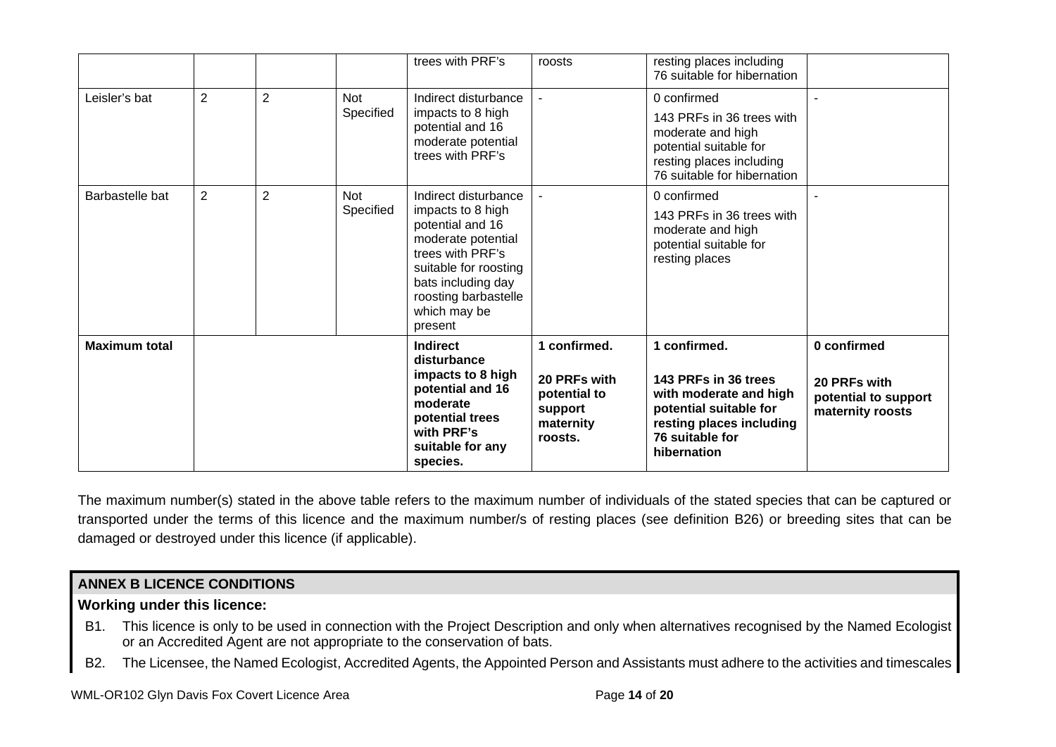| | | | | trees with PRF's | roosts | resting places including 76 suitable for hibernation | |
|---|---|---|---|---|---|---|---|
| Leisler's bat | 2 | 2 | Not Specified | Indirect disturbance impacts to 8 high potential and 16 moderate potential trees with PRF's | - | 0 confirmed<br><br>143 PRFs in 36 trees with moderate and high potential suitable for resting places including 76 suitable for hibernation | - |
| Barbastelle bat | 2 | 2 | Not Specified | Indirect disturbance impacts to 8 high potential and 16 moderate potential trees with PRF's suitable for roosting bats including day roosting barbastelle which may be present | - | 0 confirmed<br><br>143 PRFs in 36 trees with moderate and high potential suitable for resting places | - |
| **Maximum total** | | | | **Indirect disturbance impacts to 8 high potential and 16 moderate potential trees with PRF's suitable for any species.** | **1 confirmed.**<br><br>**20 PRFs with potential to support maternity roosts.** | **1 confirmed.**<br><br>**143 PRFs in 36 trees with moderate and high potential suitable for resting places including 76 suitable for hibernation** | **0 confirmed**<br><br>**20 PRFs with potential to support maternity roosts** |

The maximum number(s) stated in the above table refers to the maximum number of individuals of the stated species that can be captured or transported under the terms of this licence and the maximum number/s of resting places (see definition B26) or breeding sites that can be damaged or destroyed under this licence (if applicable).

## ANNEX B LICENCE CONDITIONS

**Working under this licence:**

B1. This licence is only to be used in connection with the Project Description and only when alternatives recognised by the Named Ecologist or an Accredited Agent are not appropriate to the conservation of bats.

B2. The Licensee, the Named Ecologist, Accredited Agents, the Appointed Person and Assistants must adhere to the activities and timescales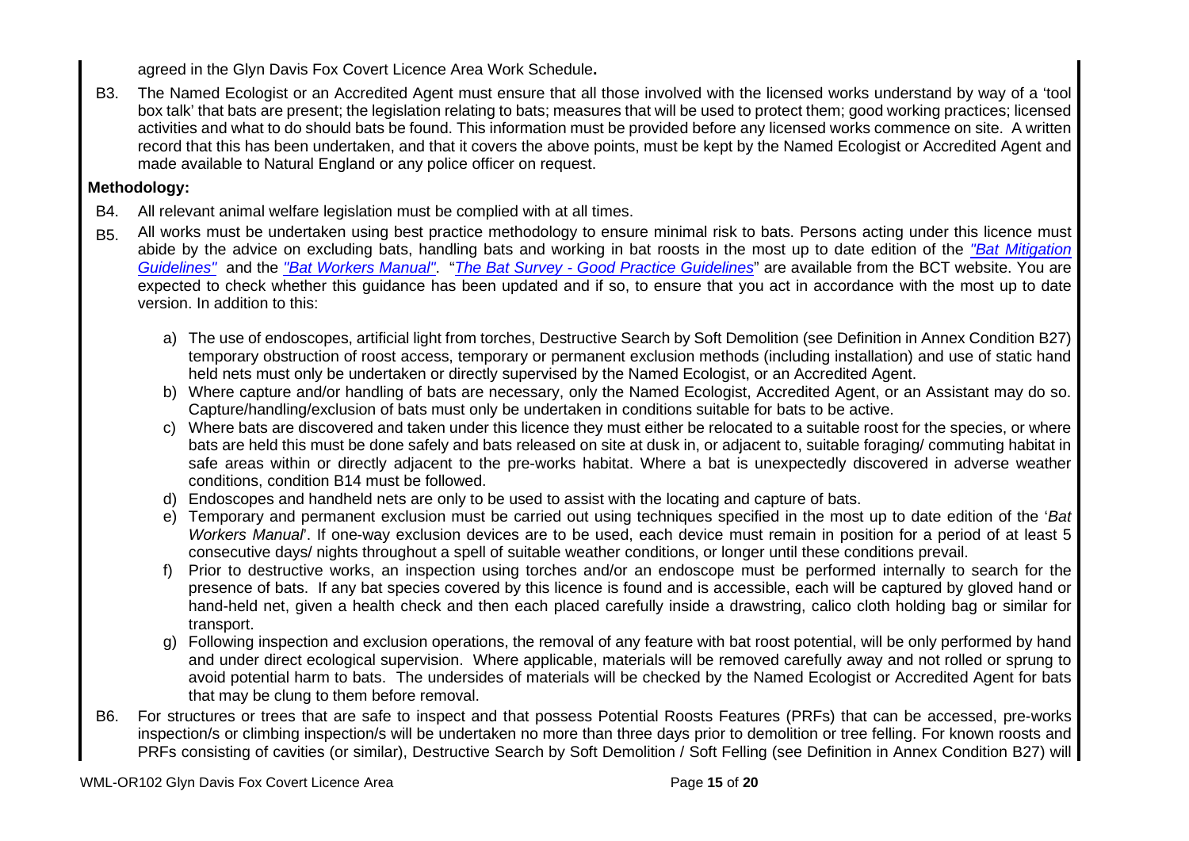agreed in the Glyn Davis Fox Covert Licence Area Work Schedule**.**

B3. The Named Ecologist or an Accredited Agent must ensure that all those involved with the licensed works understand by way of a 'tool box talk' that bats are present; the legislation relating to bats; measures that will be used to protect them; good working practices; licensed activities and what to do should bats be found. This information must be provided before any licensed works commence on site. A written record that this has been undertaken, and that it covers the above points, must be kept by the Named Ecologist or Accredited Agent and made available to Natural England or any police officer on request.

**Methodology:**

B4. All relevant animal welfare legislation must be complied with at all times.

B5. All works must be undertaken using best practice methodology to ensure minimal risk to bats. Persons acting under this licence must abide by the advice on excluding bats, handling bats and working in bat roosts in the most up to date edition of the *"Bat Mitigation Guidelines"* and the *"Bat Workers Manual"*. "*The Bat Survey - Good Practice Guidelines*" are available from the BCT website. You are expected to check whether this guidance has been updated and if so, to ensure that you act in accordance with the most up to date version. In addition to this:

a) The use of endoscopes, artificial light from torches, Destructive Search by Soft Demolition (see Definition in Annex Condition B27) temporary obstruction of roost access, temporary or permanent exclusion methods (including installation) and use of static hand held nets must only be undertaken or directly supervised by the Named Ecologist, or an Accredited Agent.

b) Where capture and/or handling of bats are necessary, only the Named Ecologist, Accredited Agent, or an Assistant may do so. Capture/handling/exclusion of bats must only be undertaken in conditions suitable for bats to be active.

c) Where bats are discovered and taken under this licence they must either be relocated to a suitable roost for the species, or where bats are held this must be done safely and bats released on site at dusk in, or adjacent to, suitable foraging/ commuting habitat in safe areas within or directly adjacent to the pre-works habitat. Where a bat is unexpectedly discovered in adverse weather conditions, condition B14 must be followed.

d) Endoscopes and handheld nets are only to be used to assist with the locating and capture of bats.

e) Temporary and permanent exclusion must be carried out using techniques specified in the most up to date edition of the '*Bat Workers Manual*'. If one-way exclusion devices are to be used, each device must remain in position for a period of at least 5 consecutive days/ nights throughout a spell of suitable weather conditions, or longer until these conditions prevail.

f) Prior to destructive works, an inspection using torches and/or an endoscope must be performed internally to search for the presence of bats. If any bat species covered by this licence is found and is accessible, each will be captured by gloved hand or hand-held net, given a health check and then each placed carefully inside a drawstring, calico cloth holding bag or similar for transport.

g) Following inspection and exclusion operations, the removal of any feature with bat roost potential, will be only performed by hand and under direct ecological supervision. Where applicable, materials will be removed carefully away and not rolled or sprung to avoid potential harm to bats. The undersides of materials will be checked by the Named Ecologist or Accredited Agent for bats that may be clung to them before removal.

B6. For structures or trees that are safe to inspect and that possess Potential Roosts Features (PRFs) that can be accessed, pre-works inspection/s or climbing inspection/s will be undertaken no more than three days prior to demolition or tree felling. For known roosts and PRFs consisting of cavities (or similar), Destructive Search by Soft Demolition / Soft Felling (see Definition in Annex Condition B27) will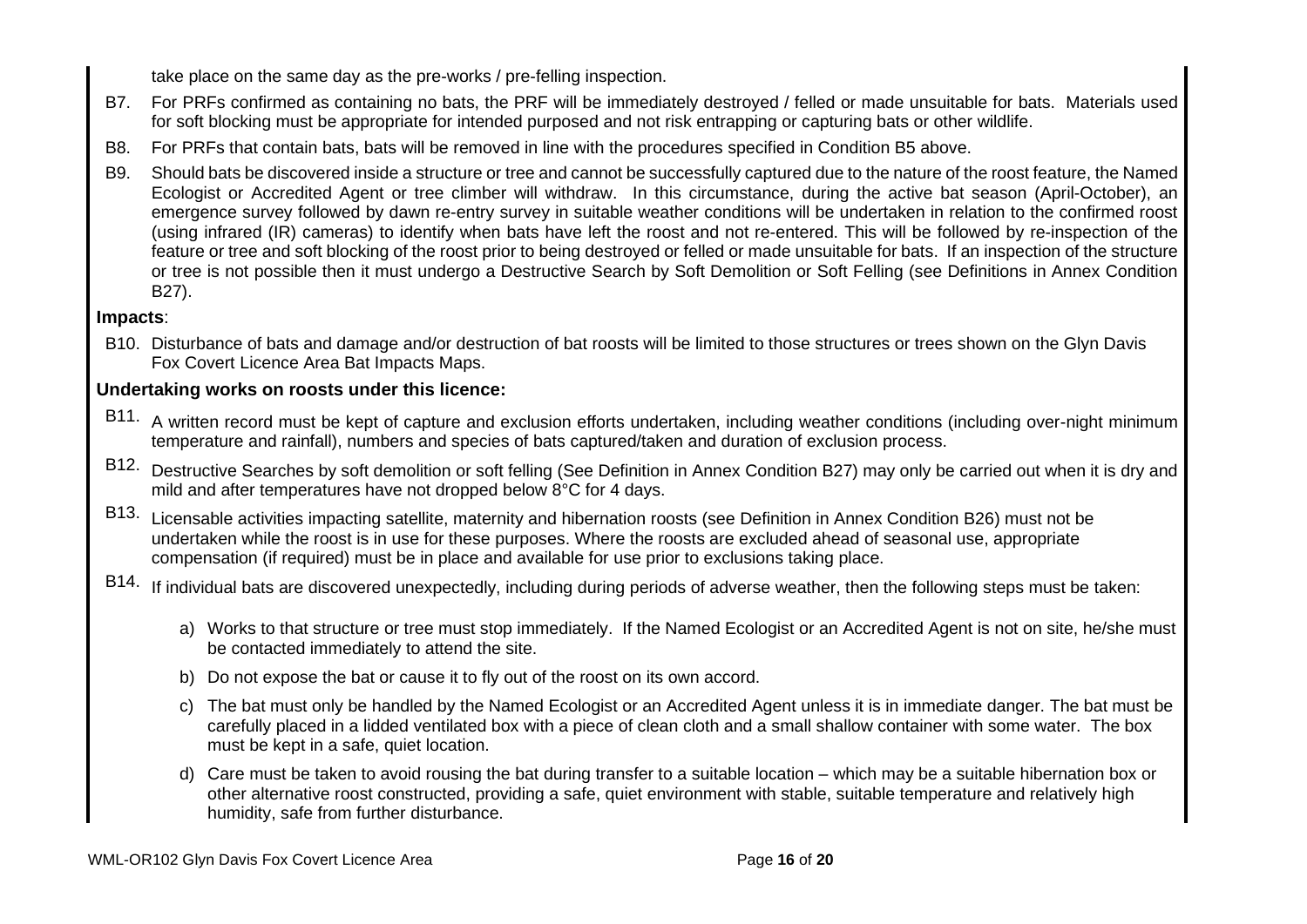take place on the same day as the pre-works / pre-felling inspection.

B7. For PRFs confirmed as containing no bats, the PRF will be immediately destroyed / felled or made unsuitable for bats. Materials used for soft blocking must be appropriate for intended purposed and not risk entrapping or capturing bats or other wildlife.

B8. For PRFs that contain bats, bats will be removed in line with the procedures specified in Condition B5 above.

B9. Should bats be discovered inside a structure or tree and cannot be successfully captured due to the nature of the roost feature, the Named Ecologist or Accredited Agent or tree climber will withdraw. In this circumstance, during the active bat season (April-October), an emergence survey followed by dawn re-entry survey in suitable weather conditions will be undertaken in relation to the confirmed roost (using infrared (IR) cameras) to identify when bats have left the roost and not re-entered. This will be followed by re-inspection of the feature or tree and soft blocking of the roost prior to being destroyed or felled or made unsuitable for bats. If an inspection of the structure or tree is not possible then it must undergo a Destructive Search by Soft Demolition or Soft Felling (see Definitions in Annex Condition B27).

**Impacts**:

B10. Disturbance of bats and damage and/or destruction of bat roosts will be limited to those structures or trees shown on the Glyn Davis Fox Covert Licence Area Bat Impacts Maps.

**Undertaking works on roosts under this licence:**

B11. A written record must be kept of capture and exclusion efforts undertaken, including weather conditions (including over-night minimum temperature and rainfall), numbers and species of bats captured/taken and duration of exclusion process.

B12. Destructive Searches by soft demolition or soft felling (See Definition in Annex Condition B27) may only be carried out when it is dry and mild and after temperatures have not dropped below 8°C for 4 days.

B13. Licensable activities impacting satellite, maternity and hibernation roosts (see Definition in Annex Condition B26) must not be undertaken while the roost is in use for these purposes. Where the roosts are excluded ahead of seasonal use, appropriate compensation (if required) must be in place and available for use prior to exclusions taking place.

B14. If individual bats are discovered unexpectedly, including during periods of adverse weather, then the following steps must be taken:

a) Works to that structure or tree must stop immediately. If the Named Ecologist or an Accredited Agent is not on site, he/she must be contacted immediately to attend the site.

b) Do not expose the bat or cause it to fly out of the roost on its own accord.

c) The bat must only be handled by the Named Ecologist or an Accredited Agent unless it is in immediate danger. The bat must be carefully placed in a lidded ventilated box with a piece of clean cloth and a small shallow container with some water. The box must be kept in a safe, quiet location.

d) Care must be taken to avoid rousing the bat during transfer to a suitable location – which may be a suitable hibernation box or other alternative roost constructed, providing a safe, quiet environment with stable, suitable temperature and relatively high humidity, safe from further disturbance.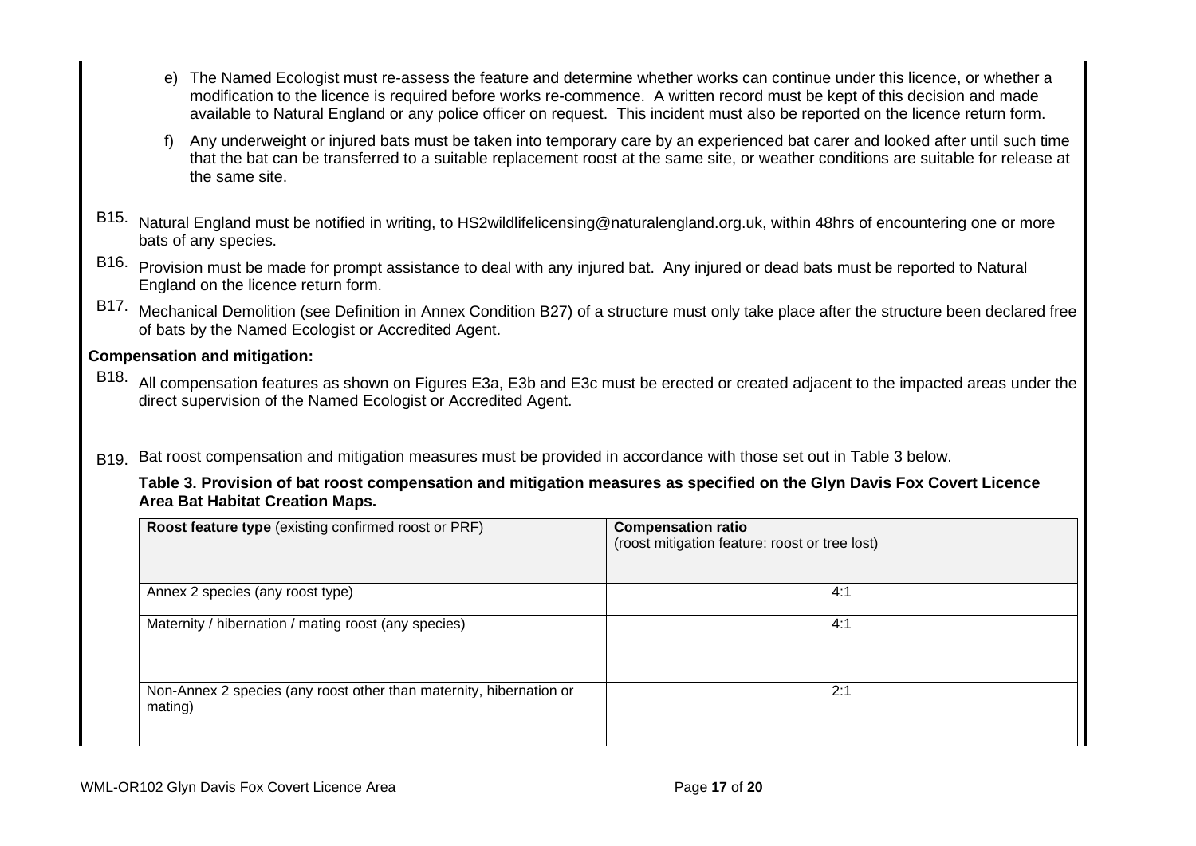e) The Named Ecologist must re-assess the feature and determine whether works can continue under this licence, or whether a modification to the licence is required before works re-commence. A written record must be kept of this decision and made available to Natural England or any police officer on request. This incident must also be reported on the licence return form.

f) Any underweight or injured bats must be taken into temporary care by an experienced bat carer and looked after until such time that the bat can be transferred to a suitable replacement roost at the same site, or weather conditions are suitable for release at the same site.

B15. Natural England must be notified in writing, to HS2wildlifelicensing@naturalengland.org.uk, within 48hrs of encountering one or more bats of any species.

B16. Provision must be made for prompt assistance to deal with any injured bat. Any injured or dead bats must be reported to Natural England on the licence return form.

B17. Mechanical Demolition (see Definition in Annex Condition B27) of a structure must only take place after the structure been declared free of bats by the Named Ecologist or Accredited Agent.

**Compensation and mitigation:**

B18. All compensation features as shown on Figures E3a, E3b and E3c must be erected or created adjacent to the impacted areas under the direct supervision of the Named Ecologist or Accredited Agent.

B19. Bat roost compensation and mitigation measures must be provided in accordance with those set out in Table 3 below.

**Table 3. Provision of bat roost compensation and mitigation measures as specified on the Glyn Davis Fox Covert Licence Area Bat Habitat Creation Maps.**

| **Roost feature type** (existing confirmed roost or PRF) | **Compensation ratio** (roost mitigation feature: roost or tree lost) |
|---|---|
| Annex 2 species (any roost type) | 4:1 |
| Maternity / hibernation / mating roost (any species) | 4:1 |
| Non-Annex 2 species (any roost other than maternity, hibernation or mating) | 2:1 |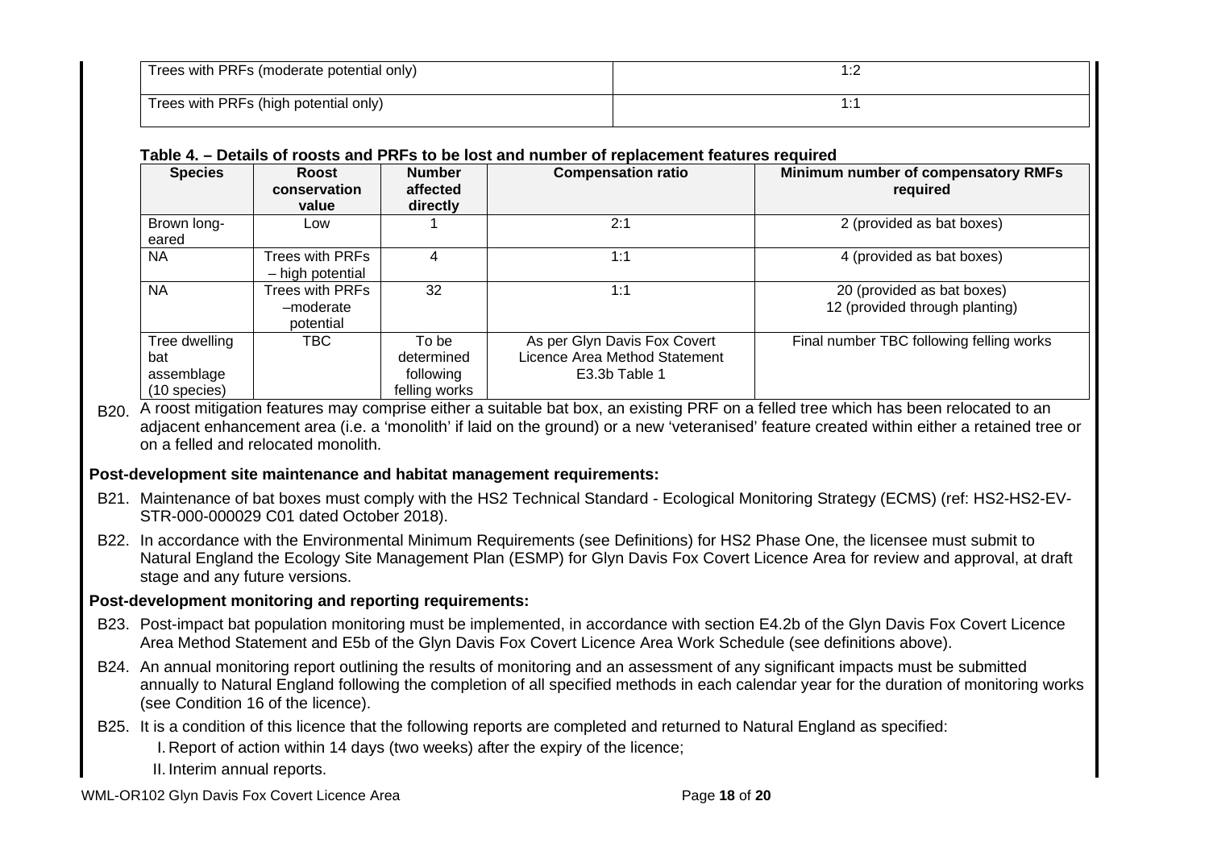| Trees with PRFs (moderate potential only) | 1:2 |
|---|---|
| Trees with PRFs (high potential only) | 1:1 |

**Table 4. – Details of roosts and PRFs to be lost and number of replacement features required**

| Species | Roost conservation value | Number affected directly | Compensation ratio | Minimum number of compensatory RMFs required |
|---|---|---|---|---|
| Brown long-eared | Low | 1 | 2:1 | 2 (provided as bat boxes) |
| NA | Trees with PRFs – high potential | 4 | 1:1 | 4 (provided as bat boxes) |
| NA | Trees with PRFs –moderate potential | 32 | 1:1 | 20 (provided as bat boxes)<br>12 (provided through planting) |
| Tree dwelling bat assemblage (10 species) | TBC | To be determined following felling works | As per Glyn Davis Fox Covert Licence Area Method Statement E3.3b Table 1 | Final number TBC following felling works |

B20. A roost mitigation features may comprise either a suitable bat box, an existing PRF on a felled tree which has been relocated to an adjacent enhancement area (i.e. a 'monolith' if laid on the ground) or a new 'veteranised' feature created within either a retained tree or on a felled and relocated monolith.

**Post-development site maintenance and habitat management requirements:**

B21. Maintenance of bat boxes must comply with the HS2 Technical Standard - Ecological Monitoring Strategy (ECMS) (ref: HS2-HS2-EV-STR-000-000029 C01 dated October 2018).

B22. In accordance with the Environmental Minimum Requirements (see Definitions) for HS2 Phase One, the licensee must submit to Natural England the Ecology Site Management Plan (ESMP) for Glyn Davis Fox Covert Licence Area for review and approval, at draft stage and any future versions.

**Post-development monitoring and reporting requirements:**

B23. Post-impact bat population monitoring must be implemented, in accordance with section E4.2b of the Glyn Davis Fox Covert Licence Area Method Statement and E5b of the Glyn Davis Fox Covert Licence Area Work Schedule (see definitions above).

B24. An annual monitoring report outlining the results of monitoring and an assessment of any significant impacts must be submitted annually to Natural England following the completion of all specified methods in each calendar year for the duration of monitoring works (see Condition 16 of the licence).

B25. It is a condition of this licence that the following reports are completed and returned to Natural England as specified:

I. Report of action within 14 days (two weeks) after the expiry of the licence;

II. Interim annual reports.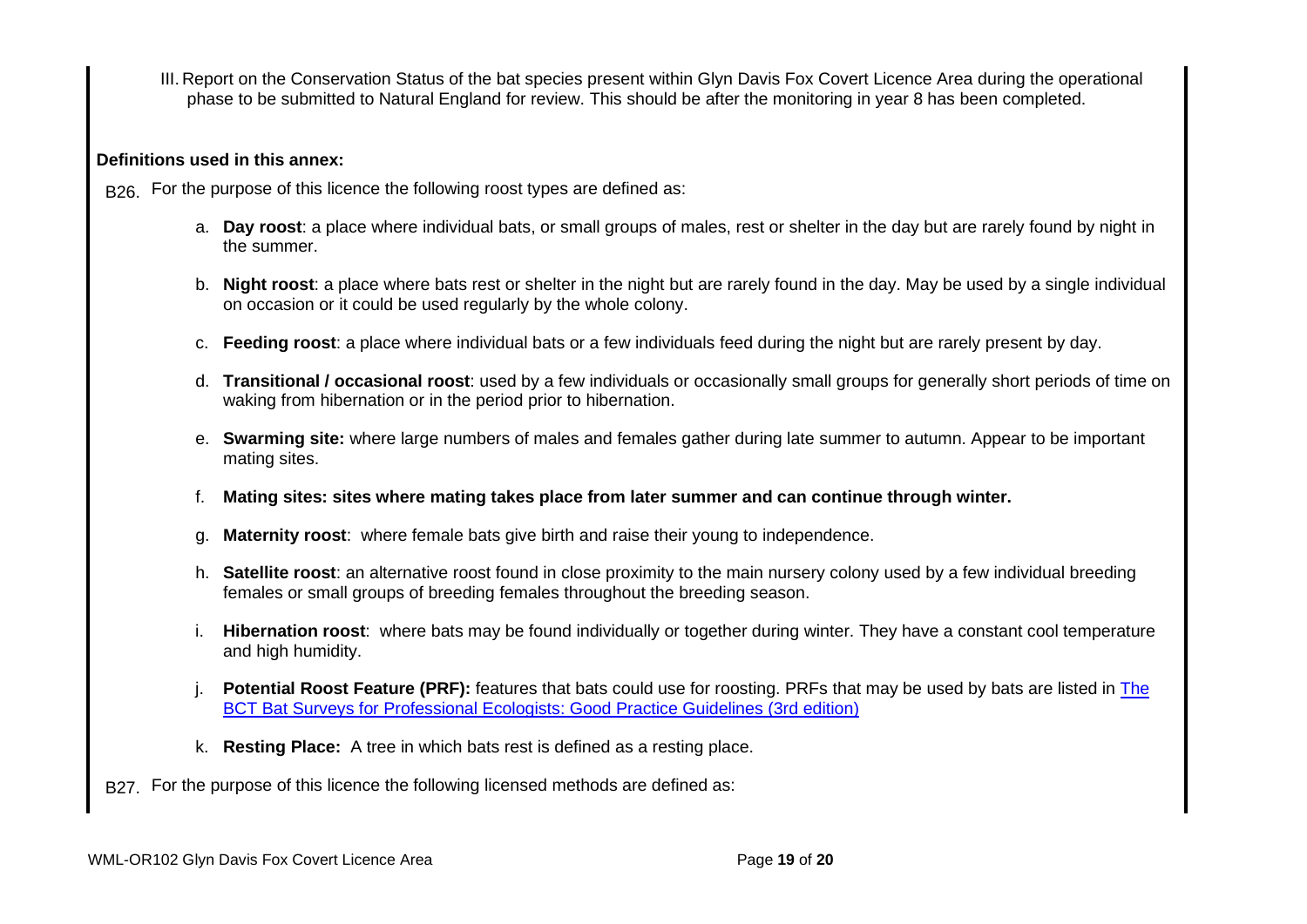III. Report on the Conservation Status of the bat species present within Glyn Davis Fox Covert Licence Area during the operational phase to be submitted to Natural England for review. This should be after the monitoring in year 8 has been completed.

**Definitions used in this annex:**

B26. For the purpose of this licence the following roost types are defined as:

a. **Day roost**: a place where individual bats, or small groups of males, rest or shelter in the day but are rarely found by night in the summer.

b. **Night roost**: a place where bats rest or shelter in the night but are rarely found in the day. May be used by a single individual on occasion or it could be used regularly by the whole colony.

c. **Feeding roost**: a place where individual bats or a few individuals feed during the night but are rarely present by day.

d. **Transitional / occasional roost**: used by a few individuals or occasionally small groups for generally short periods of time on waking from hibernation or in the period prior to hibernation.

e. **Swarming site:** where large numbers of males and females gather during late summer to autumn. Appear to be important mating sites.

f. **Mating sites: sites where mating takes place from later summer and can continue through winter.**

g. **Maternity roost**: where female bats give birth and raise their young to independence.

h. **Satellite roost**: an alternative roost found in close proximity to the main nursery colony used by a few individual breeding females or small groups of breeding females throughout the breeding season.

i. **Hibernation roost**: where bats may be found individually or together during winter. They have a constant cool temperature and high humidity.

j. **Potential Roost Feature (PRF):** features that bats could use for roosting. PRFs that may be used by bats are listed in The BCT Bat Surveys for Professional Ecologists: Good Practice Guidelines (3rd edition)

k. **Resting Place:** A tree in which bats rest is defined as a resting place.

B27. For the purpose of this licence the following licensed methods are defined as: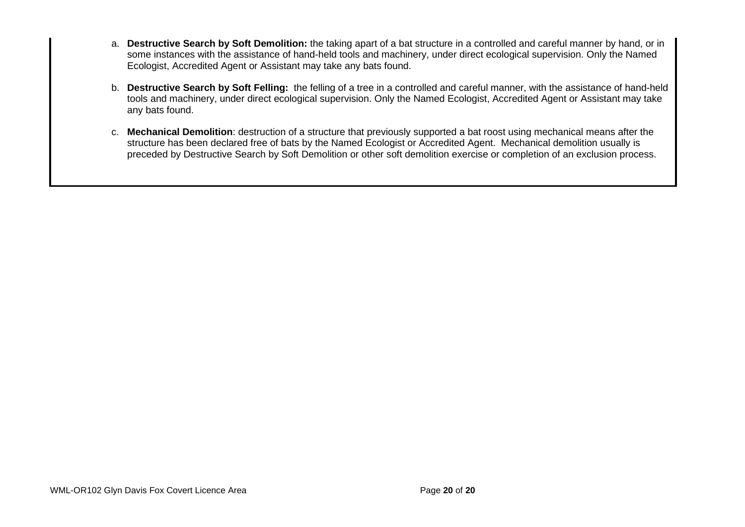a. **Destructive Search by Soft Demolition:** the taking apart of a bat structure in a controlled and careful manner by hand, or in some instances with the assistance of hand-held tools and machinery, under direct ecological supervision. Only the Named Ecologist, Accredited Agent or Assistant may take any bats found.

b. **Destructive Search by Soft Felling:** the felling of a tree in a controlled and careful manner, with the assistance of hand-held tools and machinery, under direct ecological supervision. Only the Named Ecologist, Accredited Agent or Assistant may take any bats found.

c. **Mechanical Demolition**: destruction of a structure that previously supported a bat roost using mechanical means after the structure has been declared free of bats by the Named Ecologist or Accredited Agent. Mechanical demolition usually is preceded by Destructive Search by Soft Demolition or other soft demolition exercise or completion of an exclusion process.